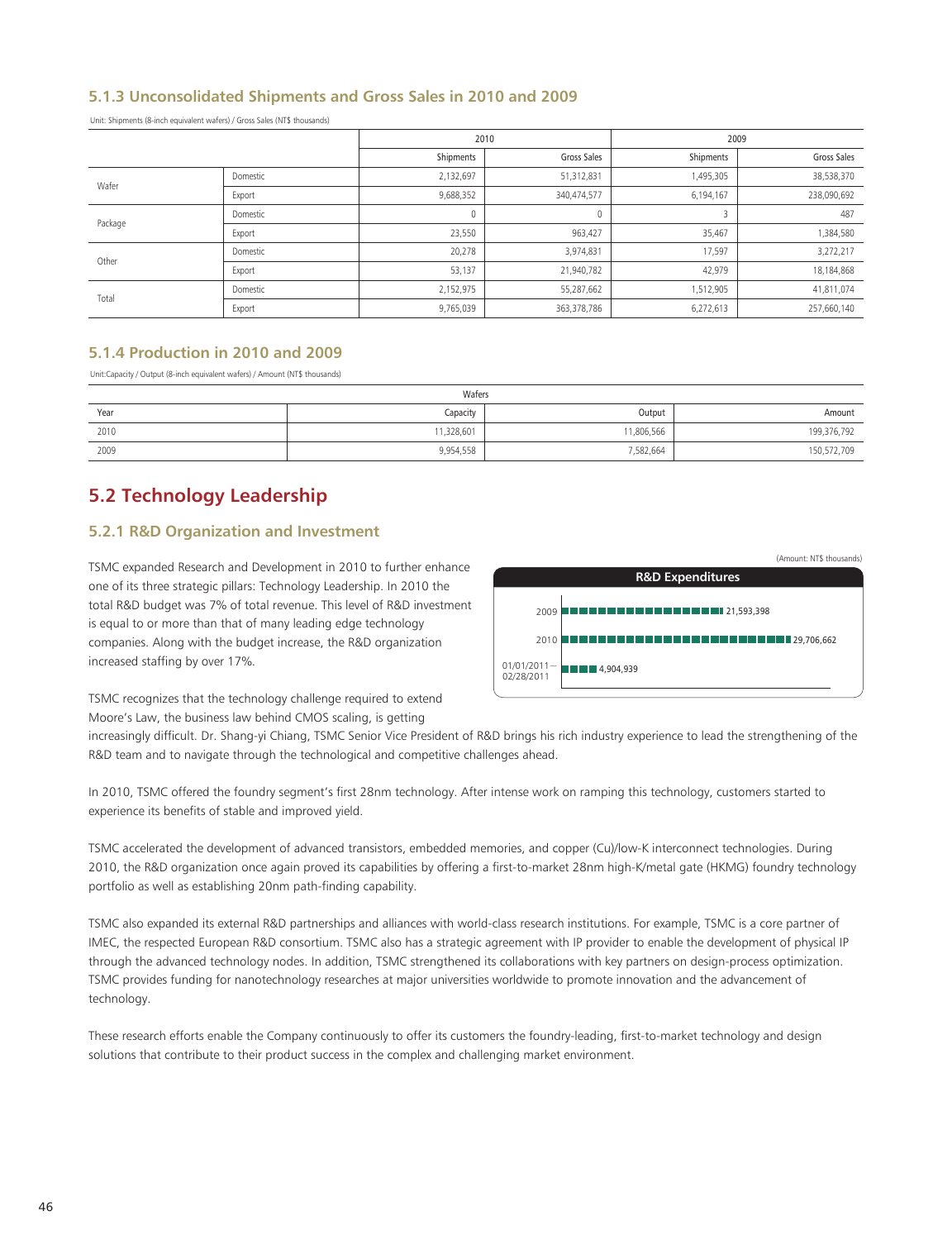### 5.1.3 Unconsolidated Shipments and Gross Sales in 2010 and 2009

Unit: Shipments (8-inch equivalent wafers) / Gross Sales (NT$ thousands)

| | | 2010 | | 2009 | |
|---|---|---|---|---|---|
| | | Shipments | Gross Sales | Shipments | Gross Sales |
| Wafer | Domestic | 2,132,697 | 51,312,831 | 1,495,305 | 38,538,370 |
| | Export | 9,688,352 | 340,474,577 | 6,194,167 | 238,090,692 |
| Package | Domestic | 0 | 0 | 3 | 487 |
| | Export | 23,550 | 963,427 | 35,467 | 1,384,580 |
| Other | Domestic | 20,278 | 3,974,831 | 17,597 | 3,272,217 |
| | Export | 53,137 | 21,940,782 | 42,979 | 18,184,868 |
| Total | Domestic | 2,152,975 | 55,287,662 | 1,512,905 | 41,811,074 |
| | Export | 9,765,039 | 363,378,786 | 6,272,613 | 257,660,140 |

### 5.1.4 Production in 2010 and 2009

Unit:Capacity / Output (8-inch equivalent wafers) / Amount (NT$ thousands)

| Wafers | | | |
|---|---|---|---|
| Year | Capacity | Output | Amount |
| 2010 | 11,328,601 | 11,806,566 | 199,376,792 |
| 2009 | 9,954,558 | 7,582,664 | 150,572,709 |

## 5.2 Technology Leadership

### 5.2.1 R&D Organization and Investment

TSMC expanded Research and Development in 2010 to further enhance one of its three strategic pillars: Technology Leadership. In 2010 the total R&D budget was 7% of total revenue. This level of R&D investment is equal to or more than that of many leading edge technology companies. Along with the budget increase, the R&D organization increased staffing by over 17%.

(Amount: NT$ thousands)

**R&D Expenditures**

| Period | Amount |
|---|---|
| 2009 | 21,593,398 |
| 2010 | 29,706,662 |
| 01/01/2011–02/28/2011 | 4,904,939 |

TSMC recognizes that the technology challenge required to extend Moore's Law, the business law behind CMOS scaling, is getting increasingly difficult. Dr. Shang-yi Chiang, TSMC Senior Vice President of R&D brings his rich industry experience to lead the strengthening of the R&D team and to navigate through the technological and competitive challenges ahead.

In 2010, TSMC offered the foundry segment's first 28nm technology. After intense work on ramping this technology, customers started to experience its benefits of stable and improved yield.

TSMC accelerated the development of advanced transistors, embedded memories, and copper (Cu)/low-K interconnect technologies. During 2010, the R&D organization once again proved its capabilities by offering a first-to-market 28nm high-K/metal gate (HKMG) foundry technology portfolio as well as establishing 20nm path-finding capability.

TSMC also expanded its external R&D partnerships and alliances with world-class research institutions. For example, TSMC is a core partner of IMEC, the respected European R&D consortium. TSMC also has a strategic agreement with IP provider to enable the development of physical IP through the advanced technology nodes. In addition, TSMC strengthened its collaborations with key partners on design-process optimization. TSMC provides funding for nanotechnology researches at major universities worldwide to promote innovation and the advancement of technology.

These research efforts enable the Company continuously to offer its customers the foundry-leading, first-to-market technology and design solutions that contribute to their product success in the complex and challenging market environment.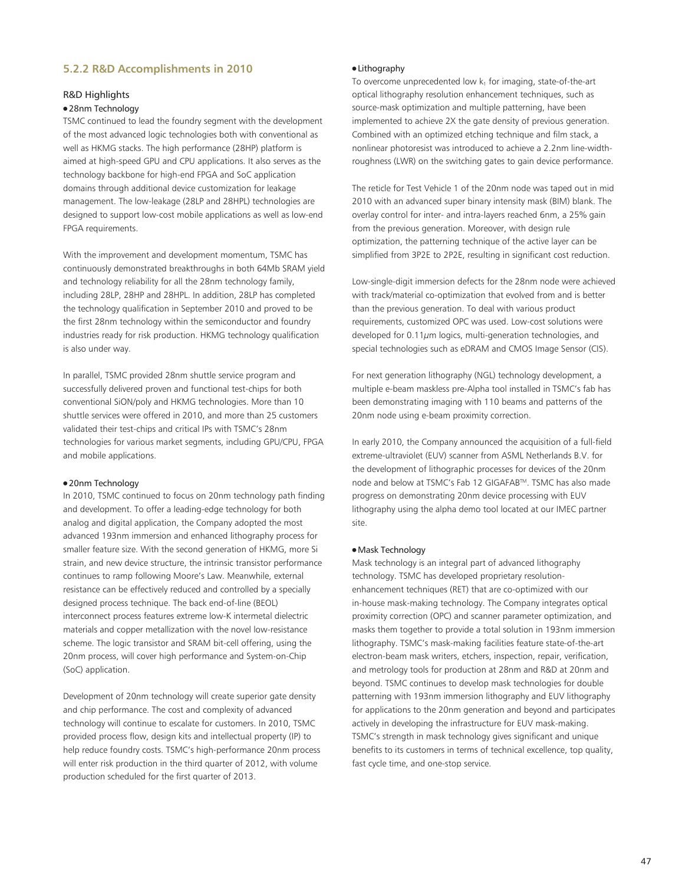### 5.2.2 R&D Accomplishments in 2010

#### R&D Highlights

**• 28nm Technology**

TSMC continued to lead the foundry segment with the development of the most advanced logic technologies both with conventional as well as HKMG stacks. The high performance (28HP) platform is aimed at high-speed GPU and CPU applications. It also serves as the technology backbone for high-end FPGA and SoC application domains through additional device customization for leakage management. The low-leakage (28LP and 28HPL) technologies are designed to support low-cost mobile applications as well as low-end FPGA requirements.

With the improvement and development momentum, TSMC has continuously demonstrated breakthroughs in both 64Mb SRAM yield and technology reliability for all the 28nm technology family, including 28LP, 28HP and 28HPL. In addition, 28LP has completed the technology qualification in September 2010 and proved to be the first 28nm technology within the semiconductor and foundry industries ready for risk production. HKMG technology qualification is also under way.

In parallel, TSMC provided 28nm shuttle service program and successfully delivered proven and functional test-chips for both conventional SiON/poly and HKMG technologies. More than 10 shuttle services were offered in 2010, and more than 25 customers validated their test-chips and critical IPs with TSMC's 28nm technologies for various market segments, including GPU/CPU, FPGA and mobile applications.

**• 20nm Technology**

In 2010, TSMC continued to focus on 20nm technology path finding and development. To offer a leading-edge technology for both analog and digital application, the Company adopted the most advanced 193nm immersion and enhanced lithography process for smaller feature size. With the second generation of HKMG, more Si strain, and new device structure, the intrinsic transistor performance continues to ramp following Moore's Law. Meanwhile, external resistance can be effectively reduced and controlled by a specially designed process technique. The back end-of-line (BEOL) interconnect process features extreme low-K intermetal dielectric materials and copper metallization with the novel low-resistance scheme. The logic transistor and SRAM bit-cell offering, using the 20nm process, will cover high performance and System-on-Chip (SoC) application.

Development of 20nm technology will create superior gate density and chip performance. The cost and complexity of advanced technology will continue to escalate for customers. In 2010, TSMC provided process flow, design kits and intellectual property (IP) to help reduce foundry costs. TSMC's high-performance 20nm process will enter risk production in the third quarter of 2012, with volume production scheduled for the first quarter of 2013.

**• Lithography**

To overcome unprecedented low $k_1$ for imaging, state-of-the-art optical lithography resolution enhancement techniques, such as source-mask optimization and multiple patterning, have been implemented to achieve 2X the gate density of previous generation. Combined with an optimized etching technique and film stack, a nonlinear photoresist was introduced to achieve a 2.2nm line-width-roughness (LWR) on the switching gates to gain device performance.

The reticle for Test Vehicle 1 of the 20nm node was taped out in mid 2010 with an advanced super binary intensity mask (BIM) blank. The overlay control for inter- and intra-layers reached 6nm, a 25% gain from the previous generation. Moreover, with design rule optimization, the patterning technique of the active layer can be simplified from 3P2E to 2P2E, resulting in significant cost reduction.

Low-single-digit immersion defects for the 28nm node were achieved with track/material co-optimization that evolved from and is better than the previous generation. To deal with various product requirements, customized OPC was used. Low-cost solutions were developed for 0.11$\mu$m logics, multi-generation technologies, and special technologies such as eDRAM and CMOS Image Sensor (CIS).

For next generation lithography (NGL) technology development, a multiple e-beam maskless pre-Alpha tool installed in TSMC's fab has been demonstrating imaging with 110 beams and patterns of the 20nm node using e-beam proximity correction.

In early 2010, the Company announced the acquisition of a full-field extreme-ultraviolet (EUV) scanner from ASML Netherlands B.V. for the development of lithographic processes for devices of the 20nm node and below at TSMC's Fab 12 GIGAFAB™. TSMC has also made progress on demonstrating 20nm device processing with EUV lithography using the alpha demo tool located at our IMEC partner site.

**• Mask Technology**

Mask technology is an integral part of advanced lithography technology. TSMC has developed proprietary resolution-enhancement techniques (RET) that are co-optimized with our in-house mask-making technology. The Company integrates optical proximity correction (OPC) and scanner parameter optimization, and masks them together to provide a total solution in 193nm immersion lithography. TSMC's mask-making facilities feature state-of-the-art electron-beam mask writers, etchers, inspection, repair, verification, and metrology tools for production at 28nm and R&D at 20nm and beyond. TSMC continues to develop mask technologies for double patterning with 193nm immersion lithography and EUV lithography for applications to the 20nm generation and beyond and participates actively in developing the infrastructure for EUV mask-making. TSMC's strength in mask technology gives significant and unique benefits to its customers in terms of technical excellence, top quality, fast cycle time, and one-stop service.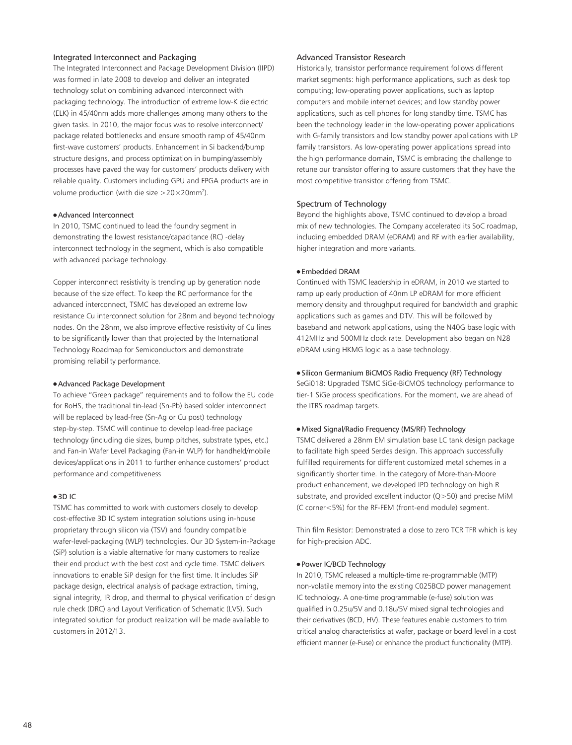### Integrated Interconnect and Packaging

The Integrated Interconnect and Package Development Division (IIPD) was formed in late 2008 to develop and deliver an integrated technology solution combining advanced interconnect with packaging technology. The introduction of extreme low-K dielectric (ELK) in 45/40nm adds more challenges among many others to the given tasks. In 2010, the major focus was to resolve interconnect/package related bottlenecks and ensure smooth ramp of 45/40nm first-wave customers' products. Enhancement in Si backend/bump structure designs, and process optimization in bumping/assembly processes have paved the way for customers' products delivery with reliable quality. Customers including GPU and FPGA products are in volume production (with die size $>20\times20mm^2$).

● Advanced Interconnect

In 2010, TSMC continued to lead the foundry segment in demonstrating the lowest resistance/capacitance (RC) -delay interconnect technology in the segment, which is also compatible with advanced package technology.

Copper interconnect resistivity is trending up by generation node because of the size effect. To keep the RC performance for the advanced interconnect, TSMC has developed an extreme low resistance Cu interconnect solution for 28nm and beyond technology nodes. On the 28nm, we also improve effective resistivity of Cu lines to be significantly lower than that projected by the International Technology Roadmap for Semiconductors and demonstrate promising reliability performance.

● Advanced Package Development

To achieve "Green package" requirements and to follow the EU code for RoHS, the traditional tin-lead (Sn-Pb) based solder interconnect will be replaced by lead-free (Sn-Ag or Cu post) technology step-by-step. TSMC will continue to develop lead-free package technology (including die sizes, bump pitches, substrate types, etc.) and Fan-in Wafer Level Packaging (Fan-in WLP) for handheld/mobile devices/applications in 2011 to further enhance customers' product performance and competitiveness

● 3D IC

TSMC has committed to work with customers closely to develop cost-effective 3D IC system integration solutions using in-house proprietary through silicon via (TSV) and foundry compatible wafer-level-packaging (WLP) technologies. Our 3D System-in-Package (SiP) solution is a viable alternative for many customers to realize their end product with the best cost and cycle time. TSMC delivers innovations to enable SiP design for the first time. It includes SiP package design, electrical analysis of package extraction, timing, signal integrity, IR drop, and thermal to physical verification of design rule check (DRC) and Layout Verification of Schematic (LVS). Such integrated solution for product realization will be made available to customers in 2012/13.

### Advanced Transistor Research

Historically, transistor performance requirement follows different market segments: high performance applications, such as desk top computing; low-operating power applications, such as laptop computers and mobile internet devices; and low standby power applications, such as cell phones for long standby time. TSMC has been the technology leader in the low-operating power applications with G-family transistors and low standby power applications with LP family transistors. As low-operating power applications spread into the high performance domain, TSMC is embracing the challenge to retune our transistor offering to assure customers that they have the most competitive transistor offering from TSMC.

### Spectrum of Technology

Beyond the highlights above, TSMC continued to develop a broad mix of new technologies. The Company accelerated its SoC roadmap, including embedded DRAM (eDRAM) and RF with earlier availability, higher integration and more variants.

● Embedded DRAM

Continued with TSMC leadership in eDRAM, in 2010 we started to ramp up early production of 40nm LP eDRAM for more efficient memory density and throughput required for bandwidth and graphic applications such as games and DTV. This will be followed by baseband and network applications, using the N40G base logic with 412MHz and 500MHz clock rate. Development also began on N28 eDRAM using HKMG logic as a base technology.

● Silicon Germanium BiCMOS Radio Frequency (RF) Technology

SeGi018: Upgraded TSMC SiGe-BiCMOS technology performance to tier-1 SiGe process specifications. For the moment, we are ahead of the ITRS roadmap targets.

● Mixed Signal/Radio Frequency (MS/RF) Technology

TSMC delivered a 28nm EM simulation base LC tank design package to facilitate high speed Serdes design. This approach successfully fulfilled requirements for different customized metal schemes in a significantly shorter time. In the category of More-than-Moore product enhancement, we developed IPD technology on high R substrate, and provided excellent inductor ($Q>50$) and precise MiM (C corner$<5\%$) for the RF-FEM (front-end module) segment.

Thin film Resistor: Demonstrated a close to zero TCR TFR which is key for high-precision ADC.

● Power IC/BCD Technology

In 2010, TSMC released a multiple-time re-programmable (MTP) non-volatile memory into the existing C025BCD power management IC technology. A one-time programmable (e-fuse) solution was qualified in 0.25u/5V and 0.18u/5V mixed signal technologies and their derivatives (BCD, HV). These features enable customers to trim critical analog characteristics at wafer, package or board level in a cost efficient manner (e-Fuse) or enhance the product functionality (MTP).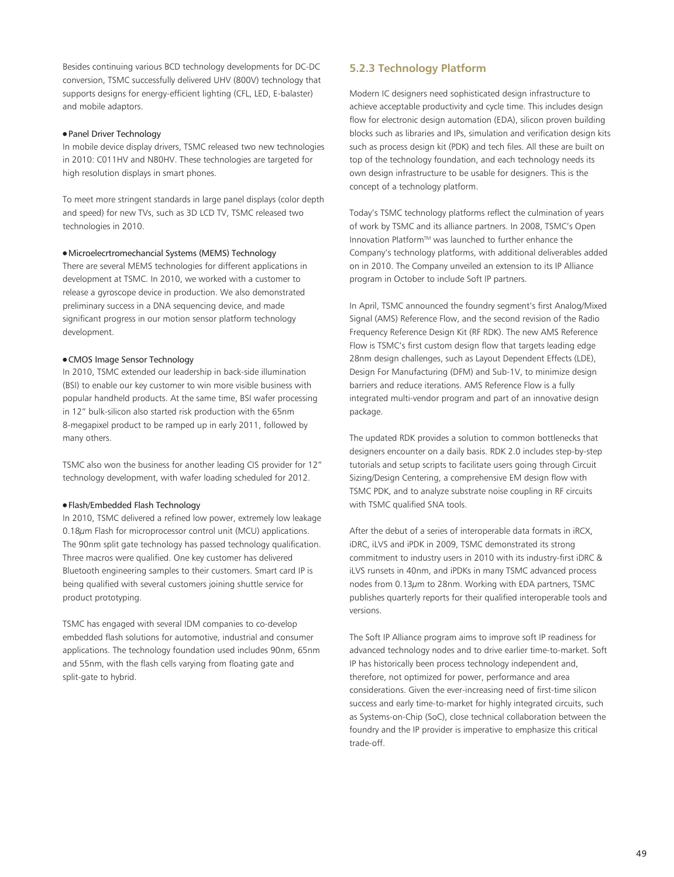Besides continuing various BCD technology developments for DC-DC conversion, TSMC successfully delivered UHV (800V) technology that supports designs for energy-efficient lighting (CFL, LED, E-balaster) and mobile adaptors.

- Panel Driver Technology

In mobile device display drivers, TSMC released two new technologies in 2010: C011HV and N80HV. These technologies are targeted for high resolution displays in smart phones.

To meet more stringent standards in large panel displays (color depth and speed) for new TVs, such as 3D LCD TV, TSMC released two technologies in 2010.

- Microelecrtromechancial Systems (MEMS) Technology

There are several MEMS technologies for different applications in development at TSMC. In 2010, we worked with a customer to release a gyroscope device in production. We also demonstrated preliminary success in a DNA sequencing device, and made significant progress in our motion sensor platform technology development.

- CMOS Image Sensor Technology

In 2010, TSMC extended our leadership in back-side illumination (BSI) to enable our key customer to win more visible business with popular handheld products. At the same time, BSI wafer processing in 12" bulk-silicon also started risk production with the 65nm 8-megapixel product to be ramped up in early 2011, followed by many others.

TSMC also won the business for another leading CIS provider for 12" technology development, with wafer loading scheduled for 2012.

- Flash/Embedded Flash Technology

In 2010, TSMC delivered a refined low power, extremely low leakage 0.18$\mu$m Flash for microprocessor control unit (MCU) applications. The 90nm split gate technology has passed technology qualification. Three macros were qualified. One key customer has delivered Bluetooth engineering samples to their customers. Smart card IP is being qualified with several customers joining shuttle service for product prototyping.

TSMC has engaged with several IDM companies to co-develop embedded flash solutions for automotive, industrial and consumer applications. The technology foundation used includes 90nm, 65nm and 55nm, with the flash cells varying from floating gate and split-gate to hybrid.

### 5.2.3 Technology Platform

Modern IC designers need sophisticated design infrastructure to achieve acceptable productivity and cycle time. This includes design flow for electronic design automation (EDA), silicon proven building blocks such as libraries and IPs, simulation and verification design kits such as process design kit (PDK) and tech files. All these are built on top of the technology foundation, and each technology needs its own design infrastructure to be usable for designers. This is the concept of a technology platform.

Today's TSMC technology platforms reflect the culmination of years of work by TSMC and its alliance partners. In 2008, TSMC's Open Innovation Platform™ was launched to further enhance the Company's technology platforms, with additional deliverables added on in 2010. The Company unveiled an extension to its IP Alliance program in October to include Soft IP partners.

In April, TSMC announced the foundry segment's first Analog/Mixed Signal (AMS) Reference Flow, and the second revision of the Radio Frequency Reference Design Kit (RF RDK). The new AMS Reference Flow is TSMC's first custom design flow that targets leading edge 28nm design challenges, such as Layout Dependent Effects (LDE), Design For Manufacturing (DFM) and Sub-1V, to minimize design barriers and reduce iterations. AMS Reference Flow is a fully integrated multi-vendor program and part of an innovative design package.

The updated RDK provides a solution to common bottlenecks that designers encounter on a daily basis. RDK 2.0 includes step-by-step tutorials and setup scripts to facilitate users going through Circuit Sizing/Design Centering, a comprehensive EM design flow with TSMC PDK, and to analyze substrate noise coupling in RF circuits with TSMC qualified SNA tools.

After the debut of a series of interoperable data formats in iRCX, iDRC, iLVS and iPDK in 2009, TSMC demonstrated its strong commitment to industry users in 2010 with its industry-first iDRC & iLVS runsets in 40nm, and iPDKs in many TSMC advanced process nodes from 0.13$\mu$m to 28nm. Working with EDA partners, TSMC publishes quarterly reports for their qualified interoperable tools and versions.

The Soft IP Alliance program aims to improve soft IP readiness for advanced technology nodes and to drive earlier time-to-market. Soft IP has historically been process technology independent and, therefore, not optimized for power, performance and area considerations. Given the ever-increasing need of first-time silicon success and early time-to-market for highly integrated circuits, such as Systems-on-Chip (SoC), close technical collaboration between the foundry and the IP provider is imperative to emphasize this critical trade-off.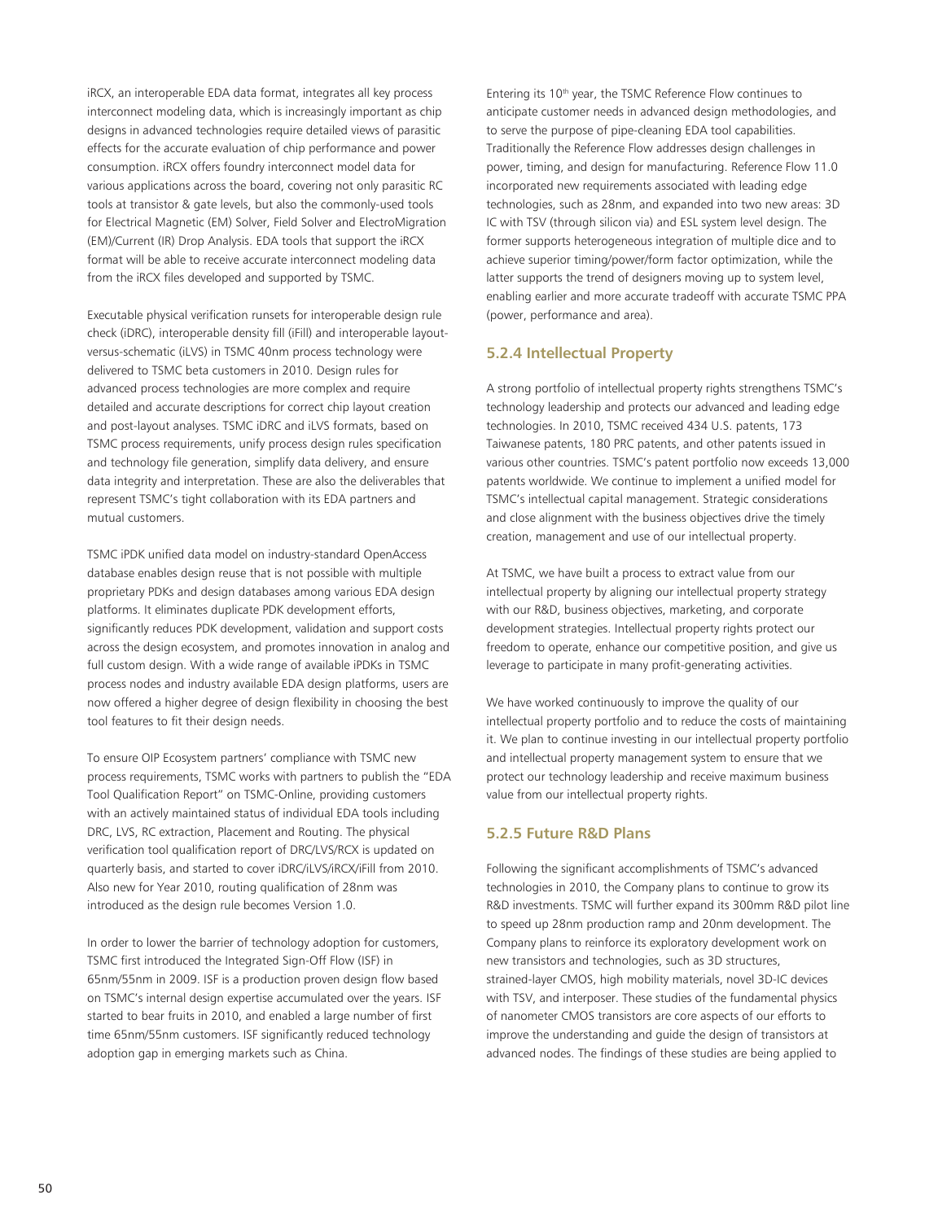iRCX, an interoperable EDA data format, integrates all key process interconnect modeling data, which is increasingly important as chip designs in advanced technologies require detailed views of parasitic effects for the accurate evaluation of chip performance and power consumption. iRCX offers foundry interconnect model data for various applications across the board, covering not only parasitic RC tools at transistor & gate levels, but also the commonly-used tools for Electrical Magnetic (EM) Solver, Field Solver and ElectroMigration (EM)/Current (IR) Drop Analysis. EDA tools that support the iRCX format will be able to receive accurate interconnect modeling data from the iRCX files developed and supported by TSMC.

Executable physical verification runsets for interoperable design rule check (iDRC), interoperable density fill (iFill) and interoperable layout-versus-schematic (iLVS) in TSMC 40nm process technology were delivered to TSMC beta customers in 2010. Design rules for advanced process technologies are more complex and require detailed and accurate descriptions for correct chip layout creation and post-layout analyses. TSMC iDRC and iLVS formats, based on TSMC process requirements, unify process design rules specification and technology file generation, simplify data delivery, and ensure data integrity and interpretation. These are also the deliverables that represent TSMC's tight collaboration with its EDA partners and mutual customers.

TSMC iPDK unified data model on industry-standard OpenAccess database enables design reuse that is not possible with multiple proprietary PDKs and design databases among various EDA design platforms. It eliminates duplicate PDK development efforts, significantly reduces PDK development, validation and support costs across the design ecosystem, and promotes innovation in analog and full custom design. With a wide range of available iPDKs in TSMC process nodes and industry available EDA design platforms, users are now offered a higher degree of design flexibility in choosing the best tool features to fit their design needs.

To ensure OIP Ecosystem partners' compliance with TSMC new process requirements, TSMC works with partners to publish the "EDA Tool Qualification Report" on TSMC-Online, providing customers with an actively maintained status of individual EDA tools including DRC, LVS, RC extraction, Placement and Routing. The physical verification tool qualification report of DRC/LVS/RCX is updated on quarterly basis, and started to cover iDRC/iLVS/iRCX/iFill from 2010. Also new for Year 2010, routing qualification of 28nm was introduced as the design rule becomes Version 1.0.

In order to lower the barrier of technology adoption for customers, TSMC first introduced the Integrated Sign-Off Flow (ISF) in 65nm/55nm in 2009. ISF is a production proven design flow based on TSMC's internal design expertise accumulated over the years. ISF started to bear fruits in 2010, and enabled a large number of first time 65nm/55nm customers. ISF significantly reduced technology adoption gap in emerging markets such as China.

Entering its 10th year, the TSMC Reference Flow continues to anticipate customer needs in advanced design methodologies, and to serve the purpose of pipe-cleaning EDA tool capabilities. Traditionally the Reference Flow addresses design challenges in power, timing, and design for manufacturing. Reference Flow 11.0 incorporated new requirements associated with leading edge technologies, such as 28nm, and expanded into two new areas: 3D IC with TSV (through silicon via) and ESL system level design. The former supports heterogeneous integration of multiple dice and to achieve superior timing/power/form factor optimization, while the latter supports the trend of designers moving up to system level, enabling earlier and more accurate tradeoff with accurate TSMC PPA (power, performance and area).

### 5.2.4 Intellectual Property

A strong portfolio of intellectual property rights strengthens TSMC's technology leadership and protects our advanced and leading edge technologies. In 2010, TSMC received 434 U.S. patents, 173 Taiwanese patents, 180 PRC patents, and other patents issued in various other countries. TSMC's patent portfolio now exceeds 13,000 patents worldwide. We continue to implement a unified model for TSMC's intellectual capital management. Strategic considerations and close alignment with the business objectives drive the timely creation, management and use of our intellectual property.

At TSMC, we have built a process to extract value from our intellectual property by aligning our intellectual property strategy with our R&D, business objectives, marketing, and corporate development strategies. Intellectual property rights protect our freedom to operate, enhance our competitive position, and give us leverage to participate in many profit-generating activities.

We have worked continuously to improve the quality of our intellectual property portfolio and to reduce the costs of maintaining it. We plan to continue investing in our intellectual property portfolio and intellectual property management system to ensure that we protect our technology leadership and receive maximum business value from our intellectual property rights.

### 5.2.5 Future R&D Plans

Following the significant accomplishments of TSMC's advanced technologies in 2010, the Company plans to continue to grow its R&D investments. TSMC will further expand its 300mm R&D pilot line to speed up 28nm production ramp and 20nm development. The Company plans to reinforce its exploratory development work on new transistors and technologies, such as 3D structures, strained-layer CMOS, high mobility materials, novel 3D-IC devices with TSV, and interposer. These studies of the fundamental physics of nanometer CMOS transistors are core aspects of our efforts to improve the understanding and guide the design of transistors at advanced nodes. The findings of these studies are being applied to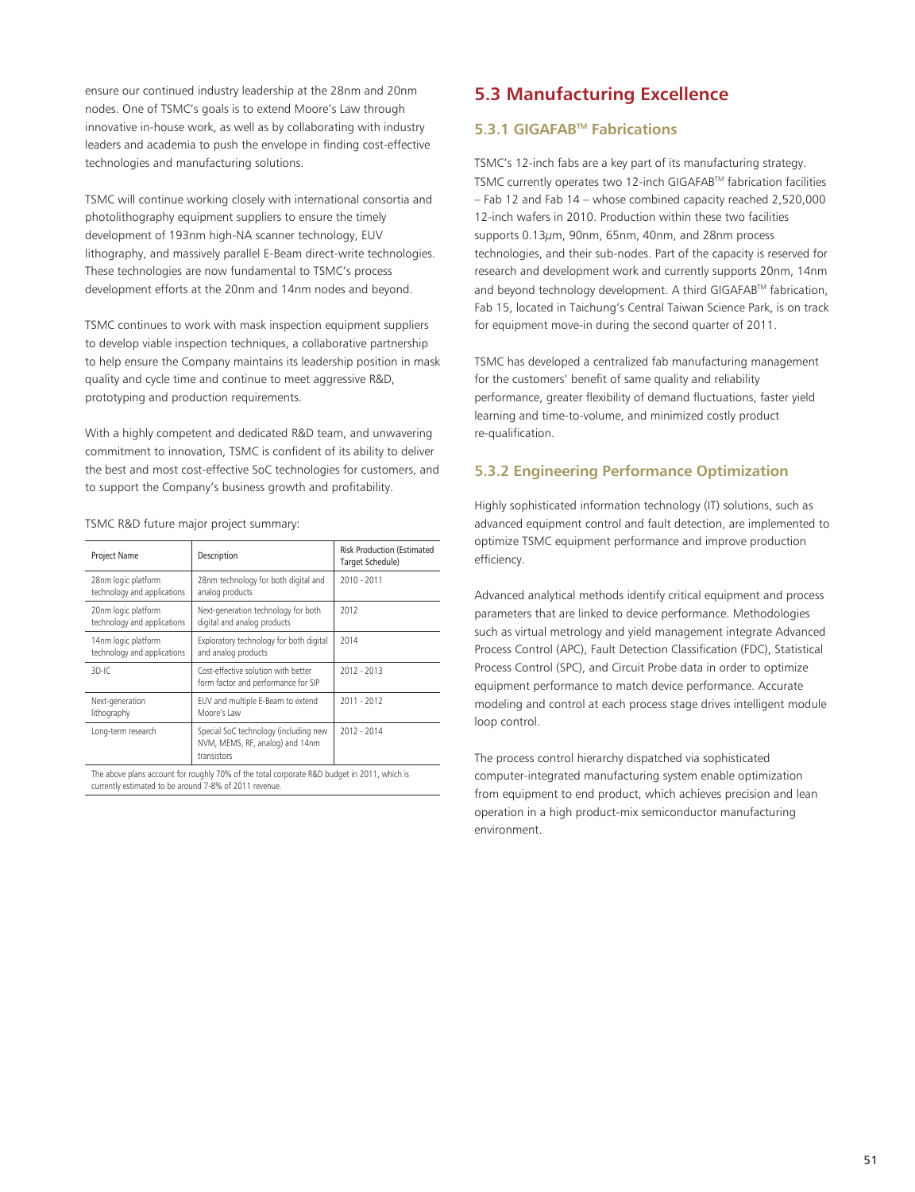ensure our continued industry leadership at the 28nm and 20nm nodes. One of TSMC's goals is to extend Moore's Law through innovative in-house work, as well as by collaborating with industry leaders and academia to push the envelope in finding cost-effective technologies and manufacturing solutions.

TSMC will continue working closely with international consortia and photolithography equipment suppliers to ensure the timely development of 193nm high-NA scanner technology, EUV lithography, and massively parallel E-Beam direct-write technologies. These technologies are now fundamental to TSMC's process development efforts at the 20nm and 14nm nodes and beyond.

TSMC continues to work with mask inspection equipment suppliers to develop viable inspection techniques, a collaborative partnership to help ensure the Company maintains its leadership position in mask quality and cycle time and continue to meet aggressive R&D, prototyping and production requirements.

With a highly competent and dedicated R&D team, and unwavering commitment to innovation, TSMC is confident of its ability to deliver the best and most cost-effective SoC technologies for customers, and to support the Company's business growth and profitability.

TSMC R&D future major project summary:

| Project Name | Description | Risk Production (Estimated Target Schedule) |
|---|---|---|
| 28nm logic platform technology and applications | 28nm technology for both digital and analog products | 2010 - 2011 |
| 20nm logic platform technology and applications | Next-generation technology for both digital and analog products | 2012 |
| 14nm logic platform technology and applications | Exploratory technology for both digital and analog products | 2014 |
| 3D-IC | Cost-effective solution with better form factor and performance for SIP | 2012 - 2013 |
| Next-generation lithography | EUV and multiple E-Beam to extend Moore's Law | 2011 - 2012 |
| Long-term research | Special SoC technology (including new NVM, MEMS, RF, analog) and 14nm transistors | 2012 - 2014 |

The above plans account for roughly 70% of the total corporate R&D budget in 2011, which is currently estimated to be around 7-8% of 2011 revenue.

## 5.3 Manufacturing Excellence

### 5.3.1 GIGAFAB™ Fabrications

TSMC's 12-inch fabs are a key part of its manufacturing strategy. TSMC currently operates two 12-inch GIGAFAB™ fabrication facilities – Fab 12 and Fab 14 – whose combined capacity reached 2,520,000 12-inch wafers in 2010. Production within these two facilities supports 0.13μm, 90nm, 65nm, 40nm, and 28nm process technologies, and their sub-nodes. Part of the capacity is reserved for research and development work and currently supports 20nm, 14nm and beyond technology development. A third GIGAFAB™ fabrication, Fab 15, located in Taichung's Central Taiwan Science Park, is on track for equipment move-in during the second quarter of 2011.

TSMC has developed a centralized fab manufacturing management for the customers' benefit of same quality and reliability performance, greater flexibility of demand fluctuations, faster yield learning and time-to-volume, and minimized costly product re-qualification.

### 5.3.2 Engineering Performance Optimization

Highly sophisticated information technology (IT) solutions, such as advanced equipment control and fault detection, are implemented to optimize TSMC equipment performance and improve production efficiency.

Advanced analytical methods identify critical equipment and process parameters that are linked to device performance. Methodologies such as virtual metrology and yield management integrate Advanced Process Control (APC), Fault Detection Classification (FDC), Statistical Process Control (SPC), and Circuit Probe data in order to optimize equipment performance to match device performance. Accurate modeling and control at each process stage drives intelligent module loop control.

The process control hierarchy dispatched via sophisticated computer-integrated manufacturing system enable optimization from equipment to end product, which achieves precision and lean operation in a high product-mix semiconductor manufacturing environment.